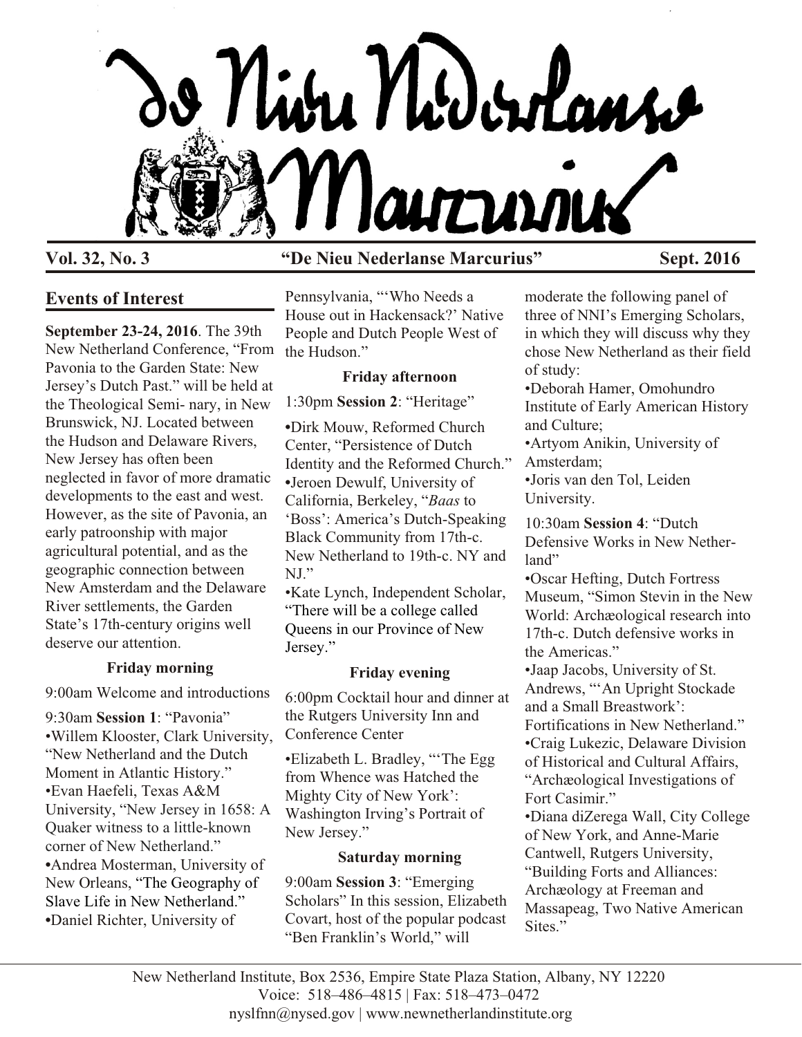# De Nieu Nederlanse Marcurius

**Vol. 32, No. 3** **"De Nieu Nederlanse Marcurius"** **Sept. 2016**

## Events of Interest

**September 23-24, 2016**. The 39th New Netherland Conference, "From Pavonia to the Garden State: New Jersey's Dutch Past." will be held at the Theological Semi- nary, in New Brunswick, NJ. Located between the Hudson and Delaware Rivers, New Jersey has often been neglected in favor of more dramatic developments to the east and west. However, as the site of Pavonia, an early patroonship with major agricultural potential, and as the geographic connection between New Amsterdam and the Delaware River settlements, the Garden State's 17th-century origins well deserve our attention.

### Friday morning

9:00am Welcome and introductions

9:30am **Session 1**: "Pavonia"
- Willem Klooster, Clark University, "New Netherland and the Dutch Moment in Atlantic History."
- Evan Haefeli, Texas A&M University, "New Jersey in 1658: A Quaker witness to a little-known corner of New Netherland."
- Andrea Mosterman, University of New Orleans, "The Geography of Slave Life in New Netherland."
- Daniel Richter, University of Pennsylvania, "'Who Needs a House out in Hackensack?' Native People and Dutch People West of the Hudson."

### Friday afternoon

1:30pm **Session 2**: "Heritage"
- Dirk Mouw, Reformed Church Center, "Persistence of Dutch Identity and the Reformed Church."
- Jeroen Dewulf, University of California, Berkeley, "*Baas* to 'Boss': America's Dutch-Speaking Black Community from 17th-c. New Netherland to 19th-c. NY and NJ."
- Kate Lynch, Independent Scholar, "There will be a college called Queens in our Province of New Jersey."

### Friday evening

6:00pm Cocktail hour and dinner at the Rutgers University Inn and Conference Center

- Elizabeth L. Bradley, "'The Egg from Whence was Hatched the Mighty City of New York': Washington Irving's Portrait of New Jersey."

### Saturday morning

9:00am **Session 3**: "Emerging Scholars" In this session, Elizabeth Covart, host of the popular podcast "Ben Franklin's World," will moderate the following panel of three of NNI's Emerging Scholars, in which they will discuss why they chose New Netherland as their field of study:
- Deborah Hamer, Omohundro Institute of Early American History and Culture;
- Artyom Anikin, University of Amsterdam;
- Joris van den Tol, Leiden University.

10:30am **Session 4**: "Dutch Defensive Works in New Netherland"
- Oscar Hefting, Dutch Fortress Museum, "Simon Stevin in the New World: Archæological research into 17th-c. Dutch defensive works in the Americas."
- Jaap Jacobs, University of St. Andrews, "'An Upright Stockade and a Small Breastwork': Fortifications in New Netherland."
- Craig Lukezic, Delaware Division of Historical and Cultural Affairs, "Archæological Investigations of Fort Casimir."
- Diana diZerega Wall, City College of New York, and Anne-Marie Cantwell, Rutgers University, "Building Forts and Alliances: Archæology at Freeman and Massapeag, Two Native American Sites."

New Netherland Institute, Box 2536, Empire State Plaza Station, Albany, NY 12220
Voice: 518–486–4815 | Fax: 518–473–0472
nyslfnn@nysed.gov | www.newnetherlandinstitute.org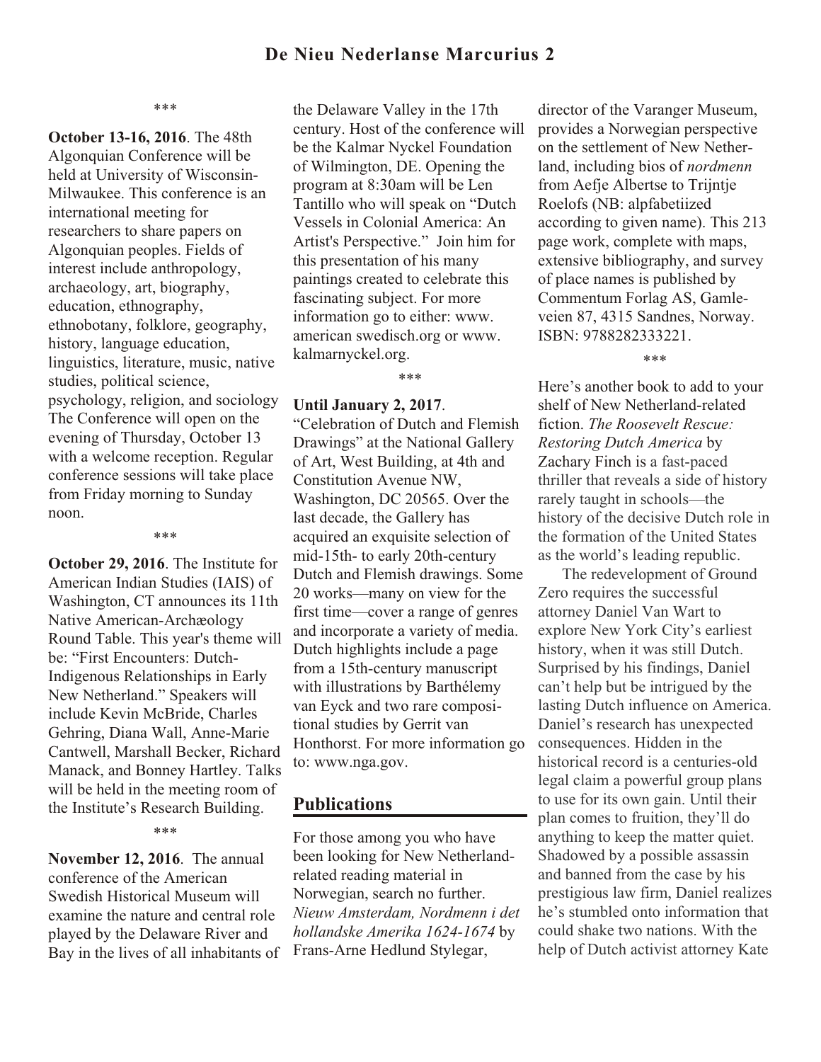\*\*\*

**October 13-16, 2016**. The 48th Algonquian Conference will be held at University of Wisconsin-Milwaukee. This conference is an international meeting for researchers to share papers on Algonquian peoples. Fields of interest include anthropology, archaeology, art, biography, education, ethnography, ethnobotany, folklore, geography, history, language education, linguistics, literature, music, native studies, political science, psychology, religion, and sociology The Conference will open on the evening of Thursday, October 13 with a welcome reception. Regular conference sessions will take place from Friday morning to Sunday noon.

\*\*\*

**October 29, 2016**. The Institute for American Indian Studies (IAIS) of Washington, CT announces its 11th Native American-Archæology Round Table. This year's theme will be: "First Encounters: Dutch-Indigenous Relationships in Early New Netherland." Speakers will include Kevin McBride, Charles Gehring, Diana Wall, Anne-Marie Cantwell, Marshall Becker, Richard Manack, and Bonney Hartley. Talks will be held in the meeting room of the Institute's Research Building.

\*\*\*

**November 12, 2016**. The annual conference of the American Swedish Historical Museum will examine the nature and central role played by the Delaware River and Bay in the lives of all inhabitants of the Delaware Valley in the 17th century. Host of the conference will be the Kalmar Nyckel Foundation of Wilmington, DE. Opening the program at 8:30am will be Len Tantillo who will speak on "Dutch Vessels in Colonial America: An Artist's Perspective." Join him for this presentation of his many paintings created to celebrate this fascinating subject. For more information go to either: www. american swedisch.org or www. kalmarnyckel.org.

\*\*\*

**Until January 2, 2017**. "Celebration of Dutch and Flemish Drawings" at the National Gallery of Art, West Building, at 4th and Constitution Avenue NW, Washington, DC 20565. Over the last decade, the Gallery has acquired an exquisite selection of mid-15th- to early 20th-century Dutch and Flemish drawings. Some 20 works—many on view for the first time—cover a range of genres and incorporate a variety of media. Dutch highlights include a page from a 15th-century manuscript with illustrations by Barthélemy van Eyck and two rare compositional studies by Gerrit van Honthorst. For more information go to: www.nga.gov.

## Publications

For those among you who have been looking for New Netherland-related reading material in Norwegian, search no further. *Nieuw Amsterdam, Nordmenn i det hollandske Amerika 1624-1674* by Frans-Arne Hedlund Stylegar, director of the Varanger Museum, provides a Norwegian perspective on the settlement of New Netherland, including bios of *nordmenn* from Aefje Albertse to Trijntje Roelofs (NB: alpfabetiized according to given name). This 213 page work, complete with maps, extensive bibliography, and survey of place names is published by Commentum Forlag AS, Gamleveien 87, 4315 Sandnes, Norway. ISBN: 9788282333221.

\*\*\*

Here's another book to add to your shelf of New Netherland-related fiction. *The Roosevelt Rescue: Restoring Dutch America* by Zachary Finch is a fast-paced thriller that reveals a side of history rarely taught in schools—the history of the decisive Dutch role in the formation of the United States as the world's leading republic.

The redevelopment of Ground Zero requires the successful attorney Daniel Van Wart to explore New York City's earliest history, when it was still Dutch. Surprised by his findings, Daniel can't help but be intrigued by the lasting Dutch influence on America. Daniel's research has unexpected consequences. Hidden in the historical record is a centuries-old legal claim a powerful group plans to use for its own gain. Until their plan comes to fruition, they'll do anything to keep the matter quiet. Shadowed by a possible assassin and banned from the case by his prestigious law firm, Daniel realizes he's stumbled onto information that could shake two nations. With the help of Dutch activist attorney Kate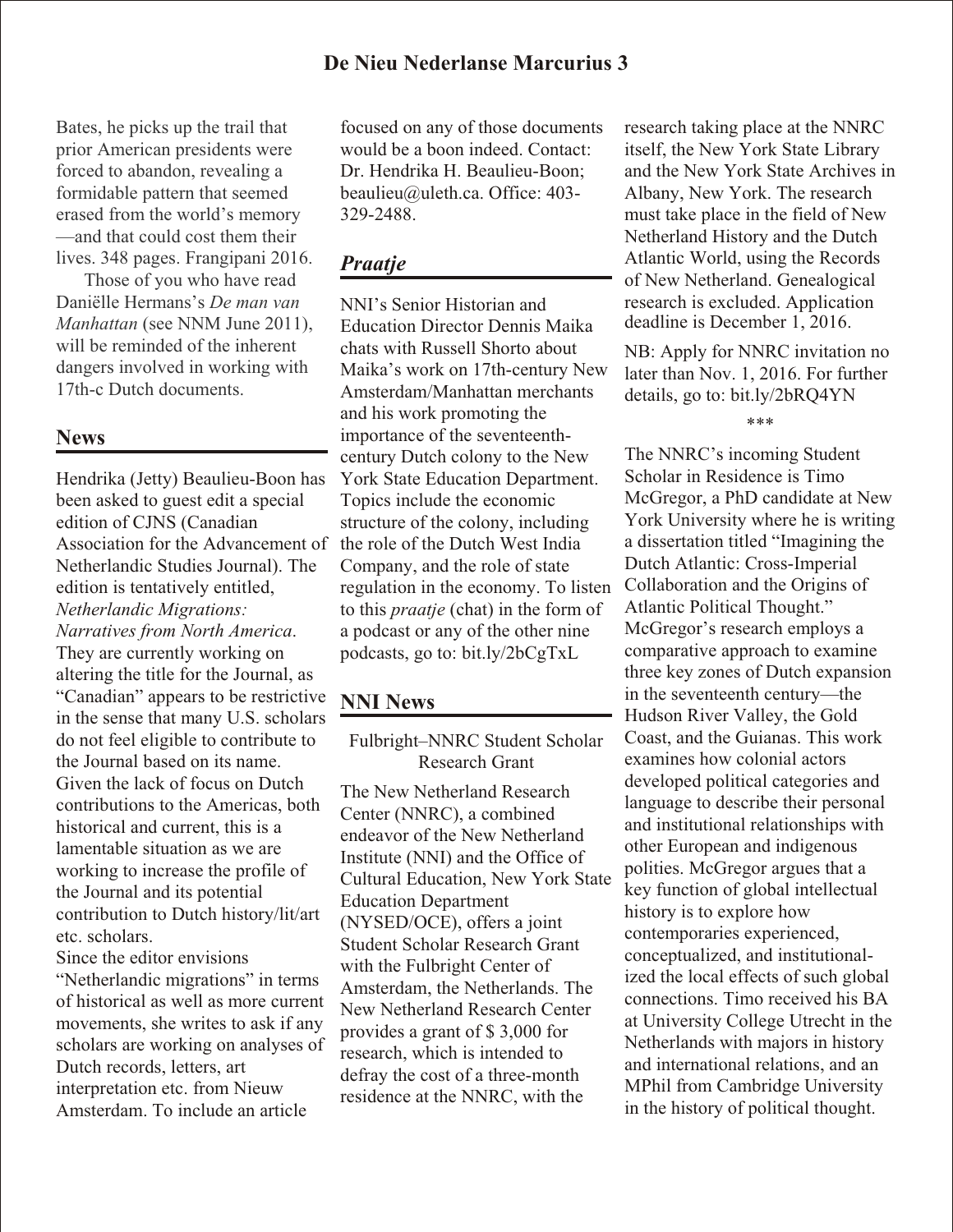Bates, he picks up the trail that prior American presidents were forced to abandon, revealing a formidable pattern that seemed erased from the world's memory —and that could cost them their lives. 348 pages. Frangipani 2016.

Those of you who have read Daniëlle Hermans's *De man van Manhattan* (see NNM June 2011), will be reminded of the inherent dangers involved in working with 17th-c Dutch documents.

## News

Hendrika (Jetty) Beaulieu-Boon has been asked to guest edit a special edition of CJNS (Canadian Association for the Advancement of Netherlandic Studies Journal). The edition is tentatively entitled, *Netherlandic Migrations: Narratives from North America*. They are currently working on altering the title for the Journal, as "Canadian" appears to be restrictive in the sense that many U.S. scholars do not feel eligible to contribute to the Journal based on its name. Given the lack of focus on Dutch contributions to the Americas, both historical and current, this is a lamentable situation as we are working to increase the profile of the Journal and its potential contribution to Dutch history/lit/art etc. scholars.

Since the editor envisions "Netherlandic migrations" in terms of historical as well as more current movements, she writes to ask if any scholars are working on analyses of Dutch records, letters, art interpretation etc. from Nieuw Amsterdam. To include an article focused on any of those documents would be a boon indeed. Contact: Dr. Hendrika H. Beaulieu-Boon; beaulieu@uleth.ca. Office: 403-329-2488.

## *Praatje*

NNI's Senior Historian and Education Director Dennis Maika chats with Russell Shorto about Maika's work on 17th-century New Amsterdam/Manhattan merchants and his work promoting the importance of the seventeenth-century Dutch colony to the New York State Education Department. Topics include the economic structure of the colony, including the role of the Dutch West India Company, and the role of state regulation in the economy. To listen to this *praatje* (chat) in the form of a podcast or any of the other nine podcasts, go to: bit.ly/2bCgTxL

## NNI News

### Fulbright–NNRC Student Scholar Research Grant

The New Netherland Research Center (NNRC), a combined endeavor of the New Netherland Institute (NNI) and the Office of Cultural Education, New York State Education Department (NYSED/OCE), offers a joint Student Scholar Research Grant with the Fulbright Center of Amsterdam, the Netherlands. The New Netherland Research Center provides a grant of $ 3,000 for research, which is intended to defray the cost of a three-month residence at the NNRC, with the research taking place at the NNRC itself, the New York State Library and the New York State Archives in Albany, New York. The research must take place in the field of New Netherland History and the Dutch Atlantic World, using the Records of New Netherland. Genealogical research is excluded. Application deadline is December 1, 2016.

NB: Apply for NNRC invitation no later than Nov. 1, 2016. For further details, go to: bit.ly/2bRQ4YN

\*\*\*

The NNRC's incoming Student Scholar in Residence is Timo McGregor, a PhD candidate at New York University where he is writing a dissertation titled "Imagining the Dutch Atlantic: Cross-Imperial Collaboration and the Origins of Atlantic Political Thought." McGregor's research employs a comparative approach to examine three key zones of Dutch expansion in the seventeenth century—the Hudson River Valley, the Gold Coast, and the Guianas. This work examines how colonial actors developed political categories and language to describe their personal and institutional relationships with other European and indigenous polities. McGregor argues that a key function of global intellectual history is to explore how contemporaries experienced, conceptualized, and institutionalized the local effects of such global connections. Timo received his BA at University College Utrecht in the Netherlands with majors in history and international relations, and an MPhil from Cambridge University in the history of political thought.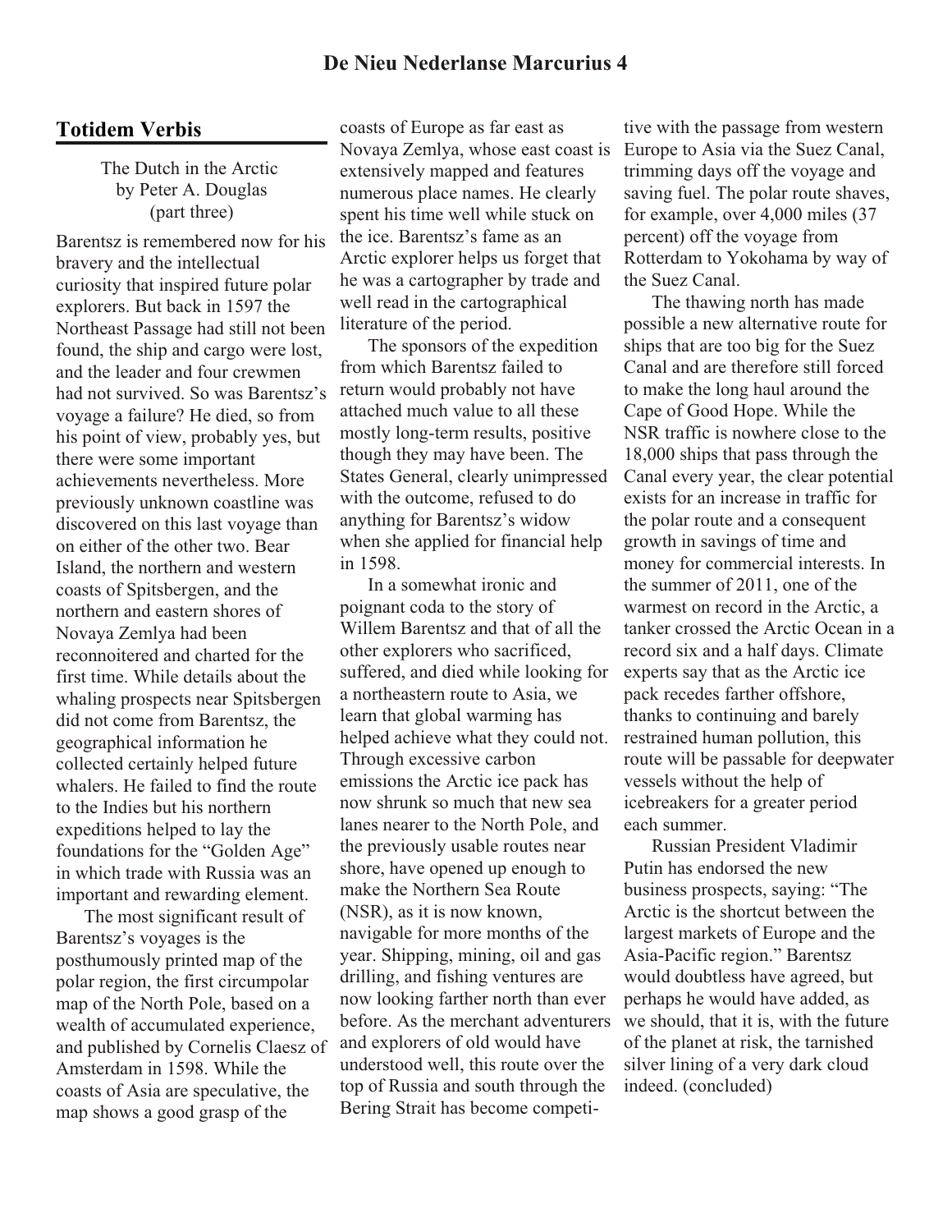## Totidem Verbis

The Dutch in the Arctic
by Peter A. Douglas
(part three)

Barentsz is remembered now for his bravery and the intellectual curiosity that inspired future polar explorers. But back in 1597 the Northeast Passage had still not been found, the ship and cargo were lost, and the leader and four crewmen had not survived. So was Barentsz's voyage a failure? He died, so from his point of view, probably yes, but there were some important achievements nevertheless. More previously unknown coastline was discovered on this last voyage than on either of the other two. Bear Island, the northern and western coasts of Spitsbergen, and the northern and eastern shores of Novaya Zemlya had been reconnoitered and charted for the first time. While details about the whaling prospects near Spitsbergen did not come from Barentsz, the geographical information he collected certainly helped future whalers. He failed to find the route to the Indies but his northern expeditions helped to lay the foundations for the "Golden Age" in which trade with Russia was an important and rewarding element.

The most significant result of Barentsz's voyages is the posthumously printed map of the polar region, the first circumpolar map of the North Pole, based on a wealth of accumulated experience, and published by Cornelis Claesz of Amsterdam in 1598. While the coasts of Asia are speculative, the map shows a good grasp of the coasts of Europe as far east as Novaya Zemlya, whose east coast is extensively mapped and features numerous place names. He clearly spent his time well while stuck on the ice. Barentsz's fame as an Arctic explorer helps us forget that he was a cartographer by trade and well read in the cartographical literature of the period.

The sponsors of the expedition from which Barentsz failed to return would probably not have attached much value to all these mostly long-term results, positive though they may have been. The States General, clearly unimpressed with the outcome, refused to do anything for Barentsz's widow when she applied for financial help in 1598.

In a somewhat ironic and poignant coda to the story of Willem Barentsz and that of all the other explorers who sacrificed, suffered, and died while looking for a northeastern route to Asia, we learn that global warming has helped achieve what they could not. Through excessive carbon emissions the Arctic ice pack has now shrunk so much that new sea lanes nearer to the North Pole, and the previously usable routes near shore, have opened up enough to make the Northern Sea Route (NSR), as it is now known, navigable for more months of the year. Shipping, mining, oil and gas drilling, and fishing ventures are now looking farther north than ever before. As the merchant adventurers and explorers of old would have understood well, this route over the top of Russia and south through the Bering Strait has become competitive with the passage from western Europe to Asia via the Suez Canal, trimming days off the voyage and saving fuel. The polar route shaves, for example, over 4,000 miles (37 percent) off the voyage from Rotterdam to Yokohama by way of the Suez Canal.

The thawing north has made possible a new alternative route for ships that are too big for the Suez Canal and are therefore still forced to make the long haul around the Cape of Good Hope. While the NSR traffic is nowhere close to the 18,000 ships that pass through the Canal every year, the clear potential exists for an increase in traffic for the polar route and a consequent growth in savings of time and money for commercial interests. In the summer of 2011, one of the warmest on record in the Arctic, a tanker crossed the Arctic Ocean in a record six and a half days. Climate experts say that as the Arctic ice pack recedes farther offshore, thanks to continuing and barely restrained human pollution, this route will be passable for deepwater vessels without the help of icebreakers for a greater period each summer.

Russian President Vladimir Putin has endorsed the new business prospects, saying: "The Arctic is the shortcut between the largest markets of Europe and the Asia-Pacific region." Barentsz would doubtless have agreed, but perhaps he would have added, as we should, that it is, with the future of the planet at risk, the tarnished silver lining of a very dark cloud indeed. (concluded)